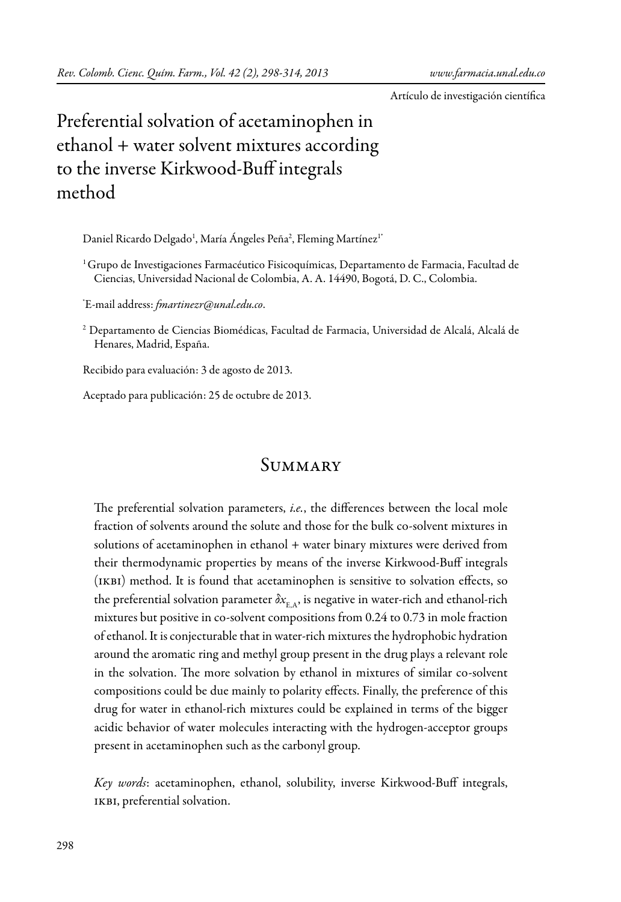Artículo de investigación científica

# Preferential solvation of acetaminophen in ethanol + water solvent mixtures according to the inverse Kirkwood-Buff integrals method

Daniel Ricardo Delgado[1], María Ángeles Peña[2], Fleming Martínez[1*]

[1] Grupo de Investigaciones Farmacéutico Fisicoquímicas, Departamento de Farmacia, Facultad de Ciencias, Universidad Nacional de Colombia, A. A. 14490, Bogotá, D. C., Colombia.

[*] E-mail address: *fmartinezr@unal.edu.co*.

[2] Departamento de Ciencias Biomédicas, Facultad de Farmacia, Universidad de Alcalá, Alcalá de Henares, Madrid, España.

Recibido para evaluación: 3 de agosto de 2013.

Aceptado para publicación: 25 de octubre de 2013.

## Summary

The preferential solvation parameters, *i.e.*, the differences between the local mole fraction of solvents around the solute and those for the bulk co-solvent mixtures in solutions of acetaminophen in ethanol + water binary mixtures were derived from their thermodynamic properties by means of the inverse Kirkwood-Buff integrals (IKBI) method. It is found that acetaminophen is sensitive to solvation effects, so the preferential solvation parameter $\delta x_{E,A}$, is negative in water-rich and ethanol-rich mixtures but positive in co-solvent compositions from 0.24 to 0.73 in mole fraction of ethanol. It is conjecturable that in water-rich mixtures the hydrophobic hydration around the aromatic ring and methyl group present in the drug plays a relevant role in the solvation. The more solvation by ethanol in mixtures of similar co-solvent compositions could be due mainly to polarity effects. Finally, the preference of this drug for water in ethanol-rich mixtures could be explained in terms of the bigger acidic behavior of water molecules interacting with the hydrogen-acceptor groups present in acetaminophen such as the carbonyl group.

*Key words*: acetaminophen, ethanol, solubility, inverse Kirkwood-Buff integrals, IKBI, preferential solvation.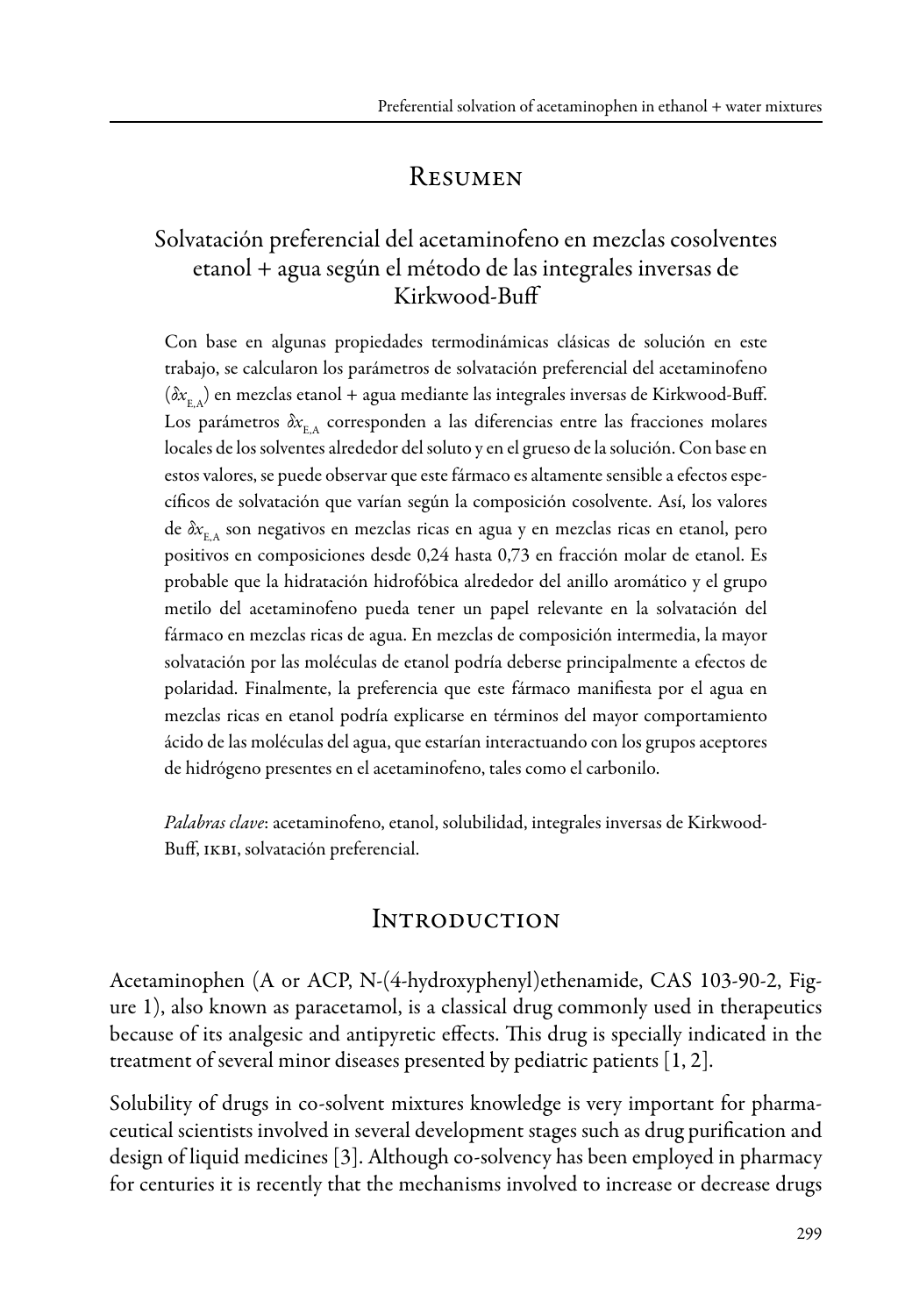# Resumen

## Solvatación preferencial del acetaminofeno en mezclas cosolventes etanol + agua según el método de las integrales inversas de Kirkwood-Buff

Con base en algunas propiedades termodinámicas clásicas de solución en este trabajo, se calcularon los parámetros de solvatación preferencial del acetaminofeno ($\delta x_{E,A}$) en mezclas etanol + agua mediante las integrales inversas de Kirkwood-Buff. Los parámetros $\delta x_{E,A}$ corresponden a las diferencias entre las fracciones molares locales de los solventes alrededor del soluto y en el grueso de la solución. Con base en estos valores, se puede observar que este fármaco es altamente sensible a efectos específicos de solvatación que varían según la composición cosolvente. Así, los valores de $\delta x_{E,A}$ son negativos en mezclas ricas en agua y en mezclas ricas en etanol, pero positivos en composiciones desde 0,24 hasta 0,73 en fracción molar de etanol. Es probable que la hidratación hidrofóbica alrededor del anillo aromático y el grupo metilo del acetaminofeno pueda tener un papel relevante en la solvatación del fármaco en mezclas ricas de agua. En mezclas de composición intermedia, la mayor solvatación por las moléculas de etanol podría deberse principalmente a efectos de polaridad. Finalmente, la preferencia que este fármaco manifiesta por el agua en mezclas ricas en etanol podría explicarse en términos del mayor comportamiento ácido de las moléculas del agua, que estarían interactuando con los grupos aceptores de hidrógeno presentes en el acetaminofeno, tales como el carbonilo.

*Palabras clave*: acetaminofeno, etanol, solubilidad, integrales inversas de Kirkwood-Buff, IKBI, solvatación preferencial.

# Introduction

Acetaminophen (A or ACP, N-(4-hydroxyphenyl)ethenamide, CAS 103-90-2, Figure 1), also known as paracetamol, is a classical drug commonly used in therapeutics because of its analgesic and antipyretic effects. This drug is specially indicated in the treatment of several minor diseases presented by pediatric patients [1, 2].

Solubility of drugs in co-solvent mixtures knowledge is very important for pharmaceutical scientists involved in several development stages such as drug purification and design of liquid medicines [3]. Although co-solvency has been employed in pharmacy for centuries it is recently that the mechanisms involved to increase or decrease drugs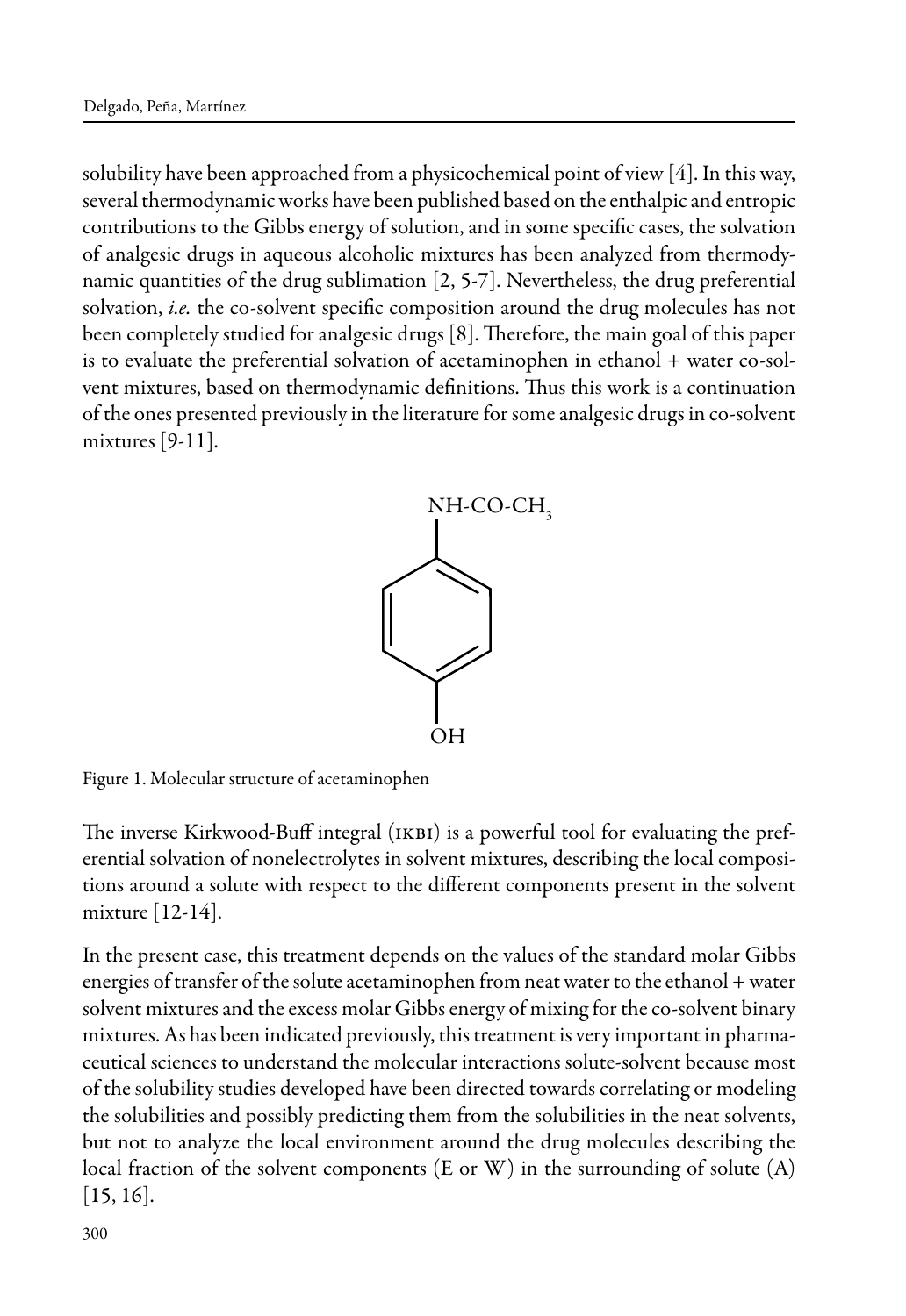solubility have been approached from a physicochemical point of view [4]. In this way, several thermodynamic works have been published based on the enthalpic and entropic contributions to the Gibbs energy of solution, and in some specific cases, the solvation of analgesic drugs in aqueous alcoholic mixtures has been analyzed from thermodynamic quantities of the drug sublimation [2, 5-7]. Nevertheless, the drug preferential solvation, *i.e.* the co-solvent specific composition around the drug molecules has not been completely studied for analgesic drugs [8]. Therefore, the main goal of this paper is to evaluate the preferential solvation of acetaminophen in ethanol + water co-solvent mixtures, based on thermodynamic definitions. Thus this work is a continuation of the ones presented previously in the literature for some analgesic drugs in co-solvent mixtures [9-11].

Figure 1. Molecular structure of acetaminophen

The inverse Kirkwood-Buff integral (IKBI) is a powerful tool for evaluating the preferential solvation of nonelectrolytes in solvent mixtures, describing the local compositions around a solute with respect to the different components present in the solvent mixture [12-14].

In the present case, this treatment depends on the values of the standard molar Gibbs energies of transfer of the solute acetaminophen from neat water to the ethanol + water solvent mixtures and the excess molar Gibbs energy of mixing for the co-solvent binary mixtures. As has been indicated previously, this treatment is very important in pharmaceutical sciences to understand the molecular interactions solute-solvent because most of the solubility studies developed have been directed towards correlating or modeling the solubilities and possibly predicting them from the solubilities in the neat solvents, but not to analyze the local environment around the drug molecules describing the local fraction of the solvent components (E or W) in the surrounding of solute (A) [15, 16].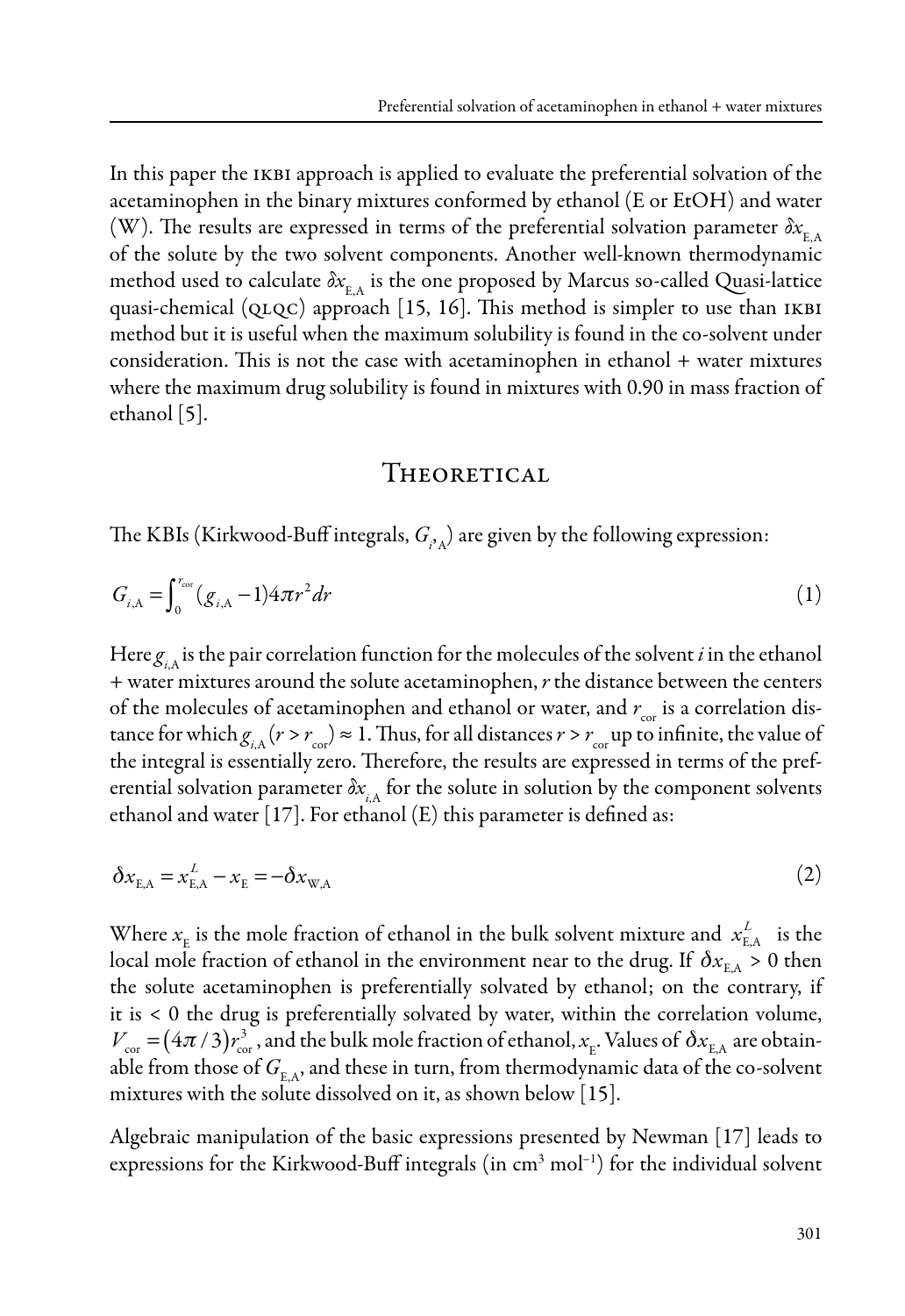In this paper the IKBI approach is applied to evaluate the preferential solvation of the acetaminophen in the binary mixtures conformed by ethanol (E or EtOH) and water (W). The results are expressed in terms of the preferential solvation parameter $\delta x_{E,A}$ of the solute by the two solvent components. Another well-known thermodynamic method used to calculate $\delta x_{E,A}$ is the one proposed by Marcus so-called Quasi-lattice quasi-chemical (QLQC) approach [15, 16]. This method is simpler to use than IKBI method but it is useful when the maximum solubility is found in the co-solvent under consideration. This is not the case with acetaminophen in ethanol + water mixtures where the maximum drug solubility is found in mixtures with 0.90 in mass fraction of ethanol [5].

## Theoretical

The KBIs (Kirkwood-Buff integrals, $G_{i,A}$) are given by the following expression:

$$G_{i,A} = \int_0^{r_{cor}} (g_{i,A} - 1) 4\pi r^2 dr \quad (1)$$

Here $g_{i,A}$ is the pair correlation function for the molecules of the solvent $i$ in the ethanol + water mixtures around the solute acetaminophen, $r$ the distance between the centers of the molecules of acetaminophen and ethanol or water, and $r_{cor}$ is a correlation distance for which $g_{i,A}(r > r_{cor}) \approx 1$. Thus, for all distances $r > r_{cor}$ up to infinite, the value of the integral is essentially zero. Therefore, the results are expressed in terms of the preferential solvation parameter $\delta x_{i,A}$ for the solute in solution by the component solvents ethanol and water [17]. For ethanol (E) this parameter is defined as:

$$\delta x_{E,A} = x_{E,A}^L - x_E = -\delta x_{W,A} \quad (2)$$

Where $x_E$ is the mole fraction of ethanol in the bulk solvent mixture and $x_{E,A}^L$ is the local mole fraction of ethanol in the environment near to the drug. If $\delta x_{E,A} > 0$ then the solute acetaminophen is preferentially solvated by ethanol; on the contrary, if it is < 0 the drug is preferentially solvated by water, within the correlation volume, $V_{cor} = (4\pi/3)r_{cor}^3$, and the bulk mole fraction of ethanol, $x_E$. Values of $\delta x_{E,A}$ are obtainable from those of $G_{E,A}$, and these in turn, from thermodynamic data of the co-solvent mixtures with the solute dissolved on it, as shown below [15].

Algebraic manipulation of the basic expressions presented by Newman [17] leads to expressions for the Kirkwood-Buff integrals (in cm$^3$ mol$^{-1}$) for the individual solvent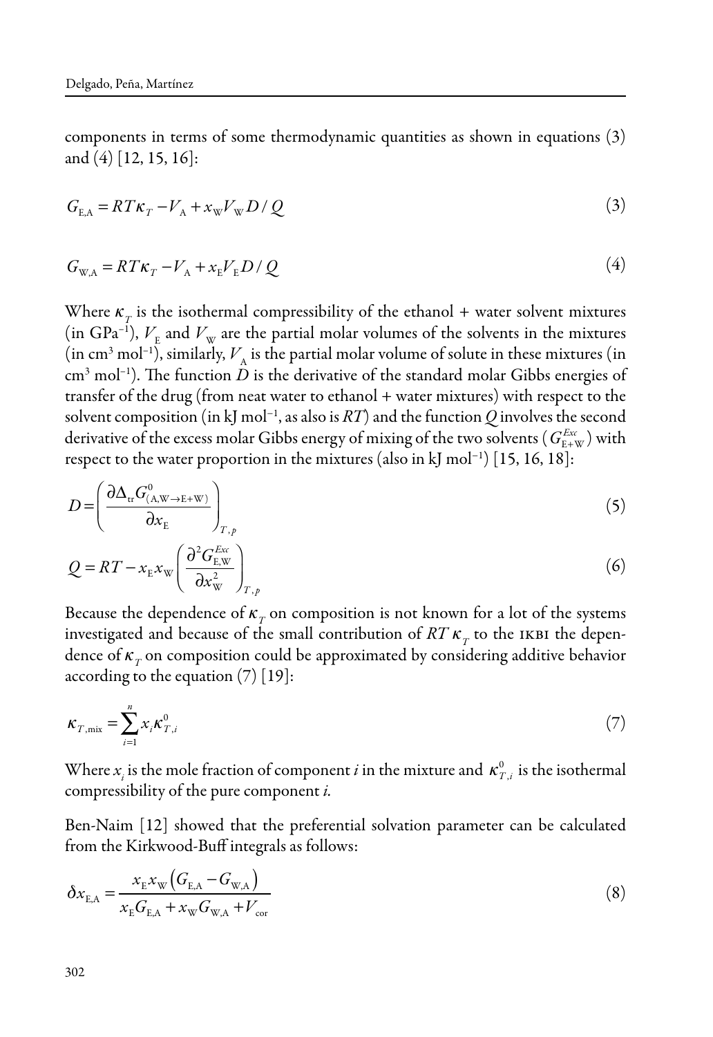components in terms of some thermodynamic quantities as shown in equations (3) and (4) [12, 15, 16]:

$$G_{\mathrm{E,A}} = RT\kappa_T - V_\mathrm{A} + x_\mathrm{W} V_\mathrm{W} D / Q \tag{3}$$

$$G_{\mathrm{W,A}} = RT\kappa_T - V_\mathrm{A} + x_\mathrm{E} V_\mathrm{E} D / Q \tag{4}$$

Where $\kappa_T$ is the isothermal compressibility of the ethanol + water solvent mixtures (in $\mathrm{GPa}^{-1}$), $V_\mathrm{E}$ and $V_\mathrm{W}$ are the partial molar volumes of the solvents in the mixtures (in $\mathrm{cm}^3\ \mathrm{mol}^{-1}$), similarly, $V_\mathrm{A}$ is the partial molar volume of solute in these mixtures (in $\mathrm{cm}^3\ \mathrm{mol}^{-1}$). The function $D$ is the derivative of the standard molar Gibbs energies of transfer of the drug (from neat water to ethanol + water mixtures) with respect to the solvent composition (in $\mathrm{kJ\ mol}^{-1}$, as also is $RT$) and the function $Q$ involves the second derivative of the excess molar Gibbs energy of mixing of the two solvents ($G_{\mathrm{E+W}}^{Exc}$) with respect to the water proportion in the mixtures (also in $\mathrm{kJ\ mol}^{-1}$) [15, 16, 18]:

$$D = \left( \frac{\partial \Delta_{\mathrm{tr}} G^0_{(\mathrm{A,W \to E+W})}}{\partial x_\mathrm{E}} \right)_{T,p} \tag{5}$$

$$Q = RT - x_\mathrm{E} x_\mathrm{W} \left( \frac{\partial^2 G^{Exc}_{\mathrm{E,W}}}{\partial x^2_\mathrm{W}} \right)_{T,p} \tag{6}$$

Because the dependence of $\kappa_T$ on composition is not known for a lot of the systems investigated and because of the small contribution of $RT\,\kappa_T$ to the IKBI the dependence of $\kappa_T$ on composition could be approximated by considering additive behavior according to the equation (7) [19]:

$$\kappa_{T,\mathrm{mix}} = \sum_{i=1}^{n} x_i \kappa^0_{T,i} \tag{7}$$

Where $x_i$ is the mole fraction of component $i$ in the mixture and $\kappa^0_{T,i}$ is the isothermal compressibility of the pure component $i$.

Ben-Naim [12] showed that the preferential solvation parameter can be calculated from the Kirkwood-Buff integrals as follows:

$$\delta x_{\mathrm{E,A}} = \frac{x_\mathrm{E} x_\mathrm{W} \left( G_{\mathrm{E,A}} - G_{\mathrm{W,A}} \right)}{x_\mathrm{E} G_{\mathrm{E,A}} + x_\mathrm{W} G_{\mathrm{W,A}} + V_{\mathrm{cor}}} \tag{8}$$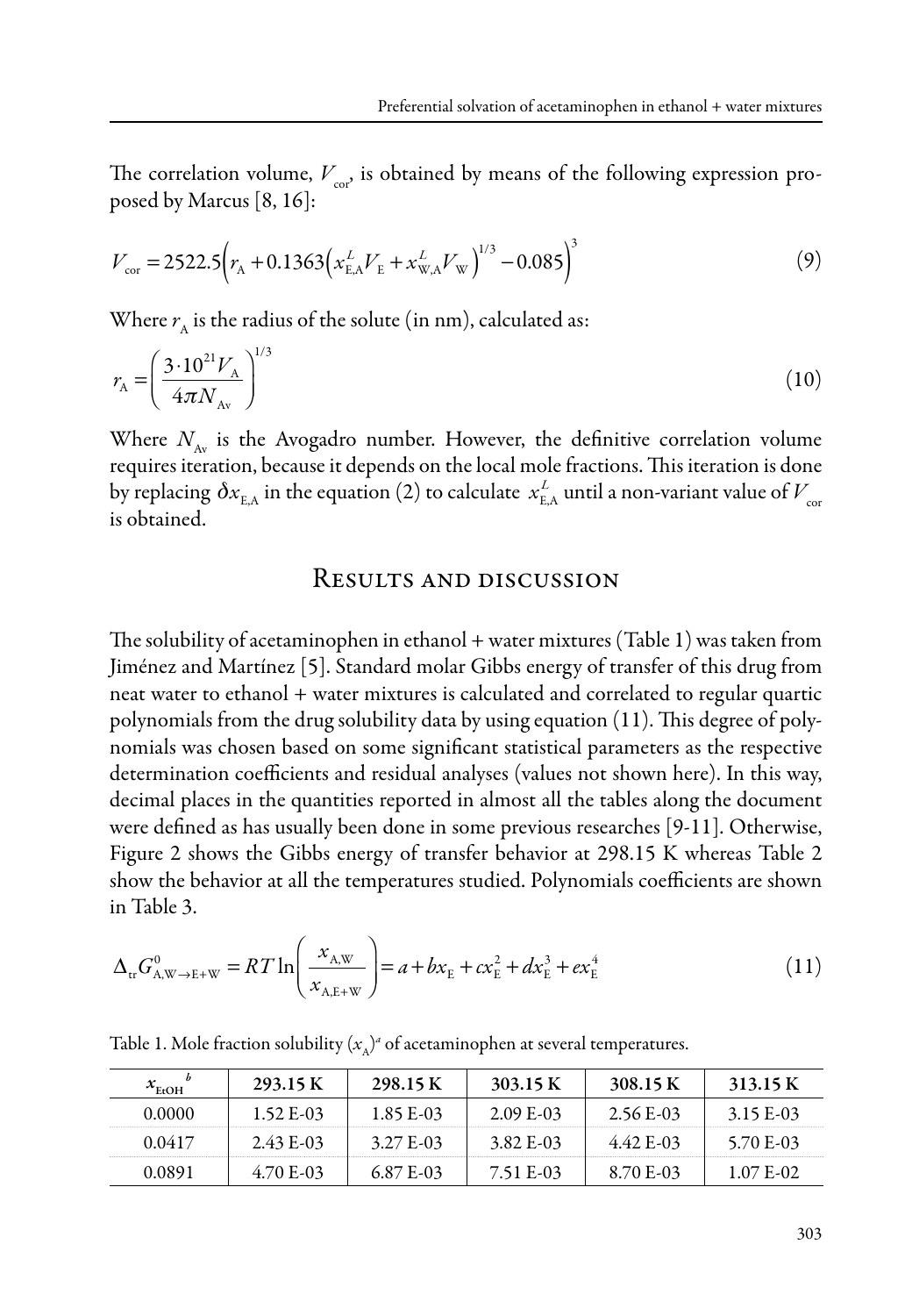The correlation volume, $V_{\text{cor}}$, is obtained by means of the following expression proposed by Marcus [8, 16]:

$$V_{\text{cor}} = 2522.5\left(r_{\text{A}} + 0.1363\left(x^{L}_{\text{E,A}}V_{\text{E}} + x^{L}_{\text{W,A}}V_{\text{W}}\right)^{1/3} - 0.085\right)^{3} \tag{9}$$

Where $r_{\text{A}}$ is the radius of the solute (in nm), calculated as:

$$r_{\text{A}} = \left(\frac{3 \cdot 10^{21} V_{\text{A}}}{4\pi N_{\text{Av}}}\right)^{1/3} \tag{10}$$

Where $N_{\text{Av}}$ is the Avogadro number. However, the definitive correlation volume requires iteration, because it depends on the local mole fractions. This iteration is done by replacing $\delta x_{\text{E,A}}$ in the equation (2) to calculate $x^{L}_{\text{E,A}}$ until a non-variant value of $V_{\text{cor}}$ is obtained.

## Results and discussion

The solubility of acetaminophen in ethanol + water mixtures (Table 1) was taken from Jiménez and Martínez [5]. Standard molar Gibbs energy of transfer of this drug from neat water to ethanol + water mixtures is calculated and correlated to regular quartic polynomials from the drug solubility data by using equation (11). This degree of polynomials was chosen based on some significant statistical parameters as the respective determination coefficients and residual analyses (values not shown here). In this way, decimal places in the quantities reported in almost all the tables along the document were defined as has usually been done in some previous researches [9-11]. Otherwise, Figure 2 shows the Gibbs energy of transfer behavior at 298.15 K whereas Table 2 show the behavior at all the temperatures studied. Polynomials coefficients are shown in Table 3.

$$\Delta_{\text{tr}}G^{0}_{\text{A,W}\rightarrow\text{E+W}} = RT\ln\left(\frac{x_{\text{A,W}}}{x_{\text{A,E+W}}}\right) = a + bx_{\text{E}} + cx^{2}_{\text{E}} + dx^{3}_{\text{E}} + ex^{4}_{\text{E}} \tag{11}$$

Table 1. Mole fraction solubility $(x_{\text{A}})^{a}$ of acetaminophen at several temperatures.

| $x_{\text{EtOH}}$ [b] | 293.15 K | 298.15 K | 303.15 K | 308.15 K | 313.15 K |
|---|---|---|---|---|---|
| 0.0000 | 1.52 E-03 | 1.85 E-03 | 2.09 E-03 | 2.56 E-03 | 3.15 E-03 |
| 0.0417 | 2.43 E-03 | 3.27 E-03 | 3.82 E-03 | 4.42 E-03 | 5.70 E-03 |
| 0.0891 | 4.70 E-03 | 6.87 E-03 | 7.51 E-03 | 8.70 E-03 | 1.07 E-02 |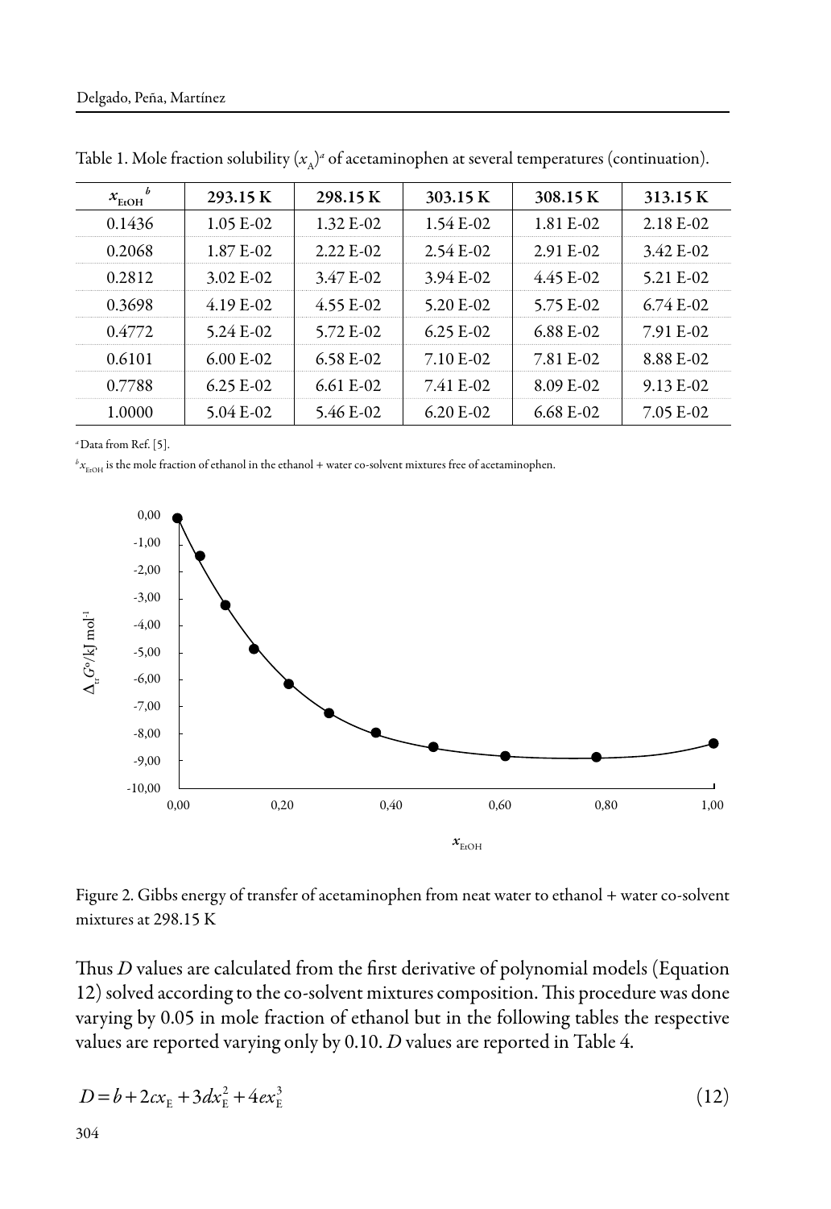Table 1. Mole fraction solubility $(x_A)^a$ of acetaminophen at several temperatures (continuation).

| $x_{EtOH}$ [b] | 293.15 K | 298.15 K | 303.15 K | 308.15 K | 313.15 K |
|---|---|---|---|---|---|
| 0.1436 | 1.05 E-02 | 1.32 E-02 | 1.54 E-02 | 1.81 E-02 | 2.18 E-02 |
| 0.2068 | 1.87 E-02 | 2.22 E-02 | 2.54 E-02 | 2.91 E-02 | 3.42 E-02 |
| 0.2812 | 3.02 E-02 | 3.47 E-02 | 3.94 E-02 | 4.45 E-02 | 5.21 E-02 |
| 0.3698 | 4.19 E-02 | 4.55 E-02 | 5.20 E-02 | 5.75 E-02 | 6.74 E-02 |
| 0.4772 | 5.24 E-02 | 5.72 E-02 | 6.25 E-02 | 6.88 E-02 | 7.91 E-02 |
| 0.6101 | 6.00 E-02 | 6.58 E-02 | 7.10 E-02 | 7.81 E-02 | 8.88 E-02 |
| 0.7788 | 6.25 E-02 | 6.61 E-02 | 7.41 E-02 | 8.09 E-02 | 9.13 E-02 |
| 1.0000 | 5.04 E-02 | 5.46 E-02 | 6.20 E-02 | 6.68 E-02 | 7.05 E-02 |

[a] Data from Ref. [5].

[b] $x_{EtOH}$ is the mole fraction of ethanol in the ethanol + water co-solvent mixtures free of acetaminophen.

Figure 2. Gibbs energy of transfer of acetaminophen from neat water to ethanol + water co-solvent mixtures at 298.15 K

Thus $D$ values are calculated from the first derivative of polynomial models (Equation 12) solved according to the co-solvent mixtures composition. This procedure was done varying by 0.05 in mole fraction of ethanol but in the following tables the respective values are reported varying only by 0.10. $D$ values are reported in Table 4.

$$D = b + 2cx_E + 3dx_E^2 + 4ex_E^3 \qquad (12)$$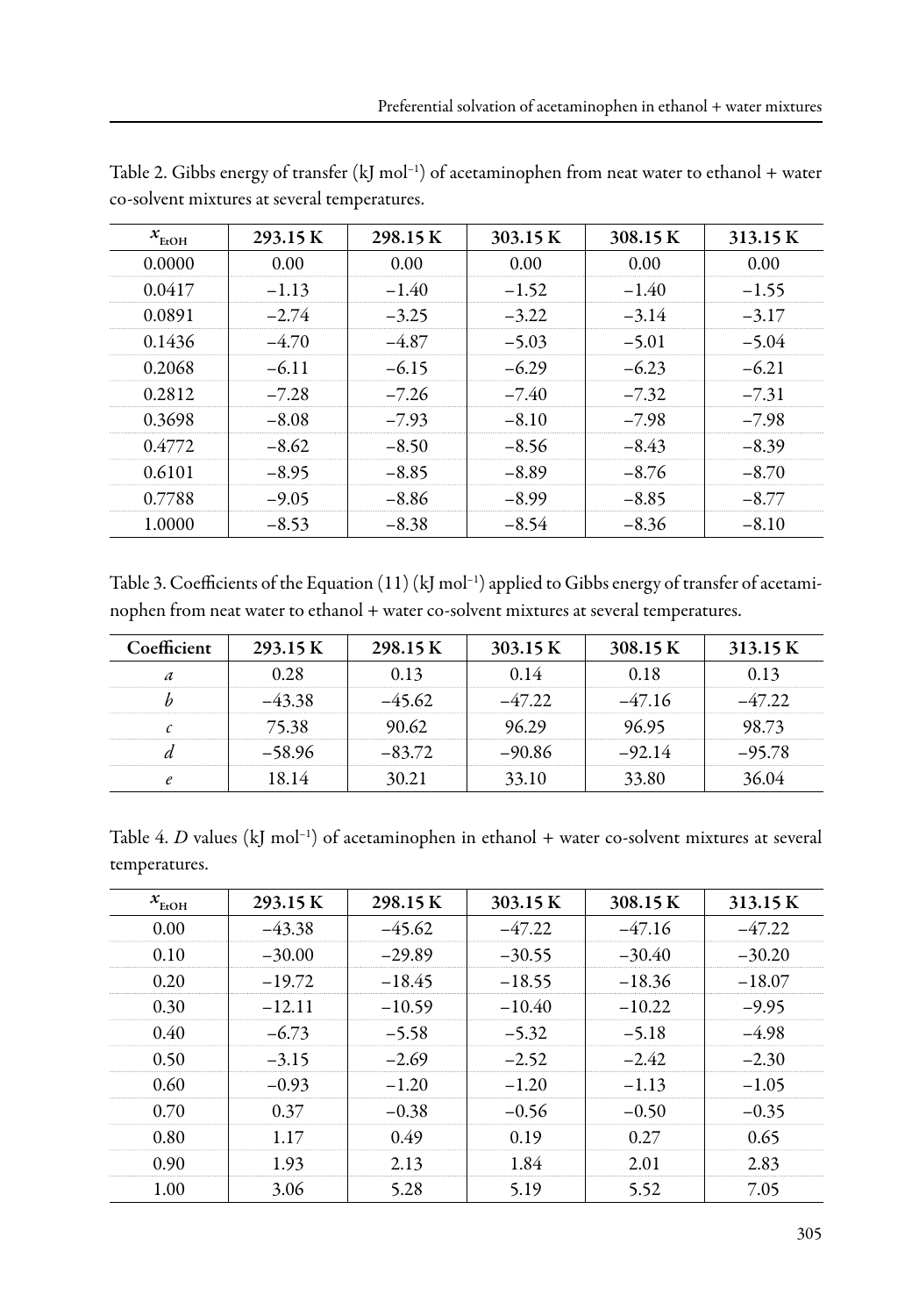Table 2. Gibbs energy of transfer (kJ mol$^{-1}$) of acetaminophen from neat water to ethanol + water co-solvent mixtures at several temperatures.

| $x_{EtOH}$ | 293.15 K | 298.15 K | 303.15 K | 308.15 K | 313.15 K |
|---|---|---|---|---|---|
| 0.0000 | 0.00 | 0.00 | 0.00 | 0.00 | 0.00 |
| 0.0417 | −1.13 | −1.40 | −1.52 | −1.40 | −1.55 |
| 0.0891 | −2.74 | −3.25 | −3.22 | −3.14 | −3.17 |
| 0.1436 | −4.70 | −4.87 | −5.03 | −5.01 | −5.04 |
| 0.2068 | −6.11 | −6.15 | −6.29 | −6.23 | −6.21 |
| 0.2812 | −7.28 | −7.26 | −7.40 | −7.32 | −7.31 |
| 0.3698 | −8.08 | −7.93 | −8.10 | −7.98 | −7.98 |
| 0.4772 | −8.62 | −8.50 | −8.56 | −8.43 | −8.39 |
| 0.6101 | −8.95 | −8.85 | −8.89 | −8.76 | −8.70 |
| 0.7788 | −9.05 | −8.86 | −8.99 | −8.85 | −8.77 |
| 1.0000 | −8.53 | −8.38 | −8.54 | −8.36 | −8.10 |

Table 3. Coefficients of the Equation (11) (kJ mol$^{-1}$) applied to Gibbs energy of transfer of acetaminophen from neat water to ethanol + water co-solvent mixtures at several temperatures.

| Coefficient | 293.15 K | 298.15 K | 303.15 K | 308.15 K | 313.15 K |
|---|---|---|---|---|---|
| $a$ | 0.28 | 0.13 | 0.14 | 0.18 | 0.13 |
| $b$ | −43.38 | −45.62 | −47.22 | −47.16 | −47.22 |
| $c$ | 75.38 | 90.62 | 96.29 | 96.95 | 98.73 |
| $d$ | −58.96 | −83.72 | −90.86 | −92.14 | −95.78 |
| $e$ | 18.14 | 30.21 | 33.10 | 33.80 | 36.04 |

Table 4. $D$ values (kJ mol$^{-1}$) of acetaminophen in ethanol + water co-solvent mixtures at several temperatures.

| $x_{EtOH}$ | 293.15 K | 298.15 K | 303.15 K | 308.15 K | 313.15 K |
|---|---|---|---|---|---|
| 0.00 | −43.38 | −45.62 | −47.22 | −47.16 | −47.22 |
| 0.10 | −30.00 | −29.89 | −30.55 | −30.40 | −30.20 |
| 0.20 | −19.72 | −18.45 | −18.55 | −18.36 | −18.07 |
| 0.30 | −12.11 | −10.59 | −10.40 | −10.22 | −9.95 |
| 0.40 | −6.73 | −5.58 | −5.32 | −5.18 | −4.98 |
| 0.50 | −3.15 | −2.69 | −2.52 | −2.42 | −2.30 |
| 0.60 | −0.93 | −1.20 | −1.20 | −1.13 | −1.05 |
| 0.70 | 0.37 | −0.38 | −0.56 | −0.50 | −0.35 |
| 0.80 | 1.17 | 0.49 | 0.19 | 0.27 | 0.65 |
| 0.90 | 1.93 | 2.13 | 1.84 | 2.01 | 2.83 |
| 1.00 | 3.06 | 5.28 | 5.19 | 5.52 | 7.05 |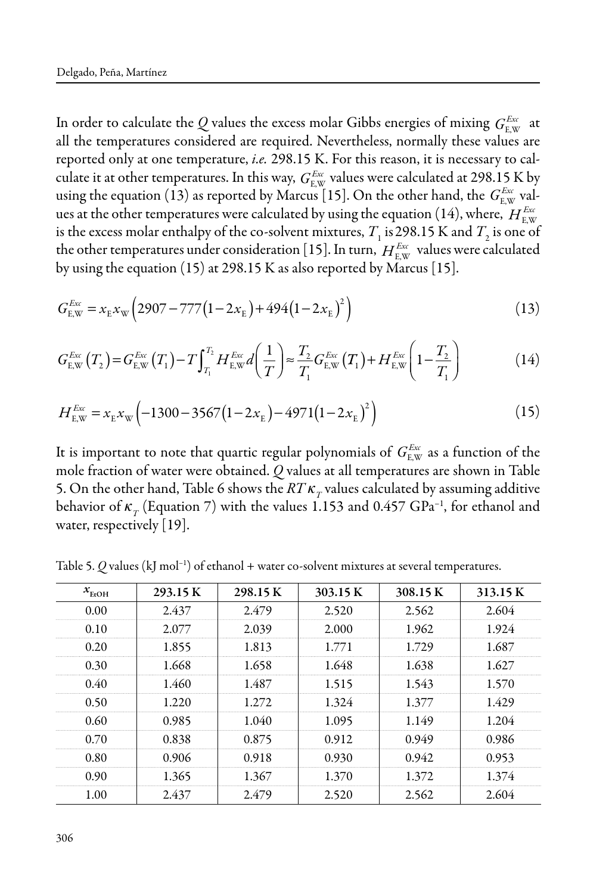In order to calculate the $Q$ values the excess molar Gibbs energies of mixing $G_{\mathrm{E,W}}^{Exc}$ at all the temperatures considered are required. Nevertheless, normally these values are reported only at one temperature, *i.e.* 298.15 K. For this reason, it is necessary to calculate it at other temperatures. In this way, $G_{\mathrm{E,W}}^{Exc}$ values were calculated at 298.15 K by using the equation (13) as reported by Marcus [15]. On the other hand, the $G_{\mathrm{E,W}}^{Exc}$ values at the other temperatures were calculated by using the equation (14), where, $H_{\mathrm{E,W}}^{Exc}$ is the excess molar enthalpy of the co-solvent mixtures, $T_1$ is 298.15 K and $T_2$ is one of the other temperatures under consideration [15]. In turn, $H_{\mathrm{E,W}}^{Exc}$ values were calculated by using the equation (15) at 298.15 K as also reported by Marcus [15].

$$G_{\mathrm{E,W}}^{Exc} = x_{\mathrm{E}} x_{\mathrm{W}} \left( 2907 - 777\left(1-2x_{\mathrm{E}}\right) + 494\left(1-2x_{\mathrm{E}}\right)^2 \right) \tag{13}$$

$$G_{\mathrm{E,W}}^{Exc}\left(T_2\right) = G_{\mathrm{E,W}}^{Exc}\left(T_1\right) - T\int_{T_1}^{T_2} H_{\mathrm{E,W}}^{Exc} d\left(\frac{1}{T}\right) \approx \frac{T_2}{T_1} G_{\mathrm{E,W}}^{Exc}\left(T_1\right) + H_{\mathrm{E,W}}^{Exc}\left(1-\frac{T_2}{T_1}\right) \tag{14}$$

$$H_{\mathrm{E,W}}^{Exc} = x_{\mathrm{E}} x_{\mathrm{W}} \left( -1300 - 3567\left(1-2x_{\mathrm{E}}\right) - 4971\left(1-2x_{\mathrm{E}}\right)^2 \right) \tag{15}$$

It is important to note that quartic regular polynomials of $G_{\mathrm{E,W}}^{Exc}$ as a function of the mole fraction of water were obtained. $Q$ values at all temperatures are shown in Table 5. On the other hand, Table 6 shows the $RT\kappa_T$ values calculated by assuming additive behavior of $\kappa_T$ (Equation 7) with the values 1.153 and 0.457 GPa$^{-1}$, for ethanol and water, respectively [19].

Table 5. $Q$ values (kJ mol$^{-1}$) of ethanol + water co-solvent mixtures at several temperatures.

| $x_{\mathrm{EtOH}}$ | 293.15 K | 298.15 K | 303.15 K | 308.15 K | 313.15 K |
|---|---|---|---|---|---|
| 0.00 | 2.437 | 2.479 | 2.520 | 2.562 | 2.604 |
| 0.10 | 2.077 | 2.039 | 2.000 | 1.962 | 1.924 |
| 0.20 | 1.855 | 1.813 | 1.771 | 1.729 | 1.687 |
| 0.30 | 1.668 | 1.658 | 1.648 | 1.638 | 1.627 |
| 0.40 | 1.460 | 1.487 | 1.515 | 1.543 | 1.570 |
| 0.50 | 1.220 | 1.272 | 1.324 | 1.377 | 1.429 |
| 0.60 | 0.985 | 1.040 | 1.095 | 1.149 | 1.204 |
| 0.70 | 0.838 | 0.875 | 0.912 | 0.949 | 0.986 |
| 0.80 | 0.906 | 0.918 | 0.930 | 0.942 | 0.953 |
| 0.90 | 1.365 | 1.367 | 1.370 | 1.372 | 1.374 |
| 1.00 | 2.437 | 2.479 | 2.520 | 2.562 | 2.604 |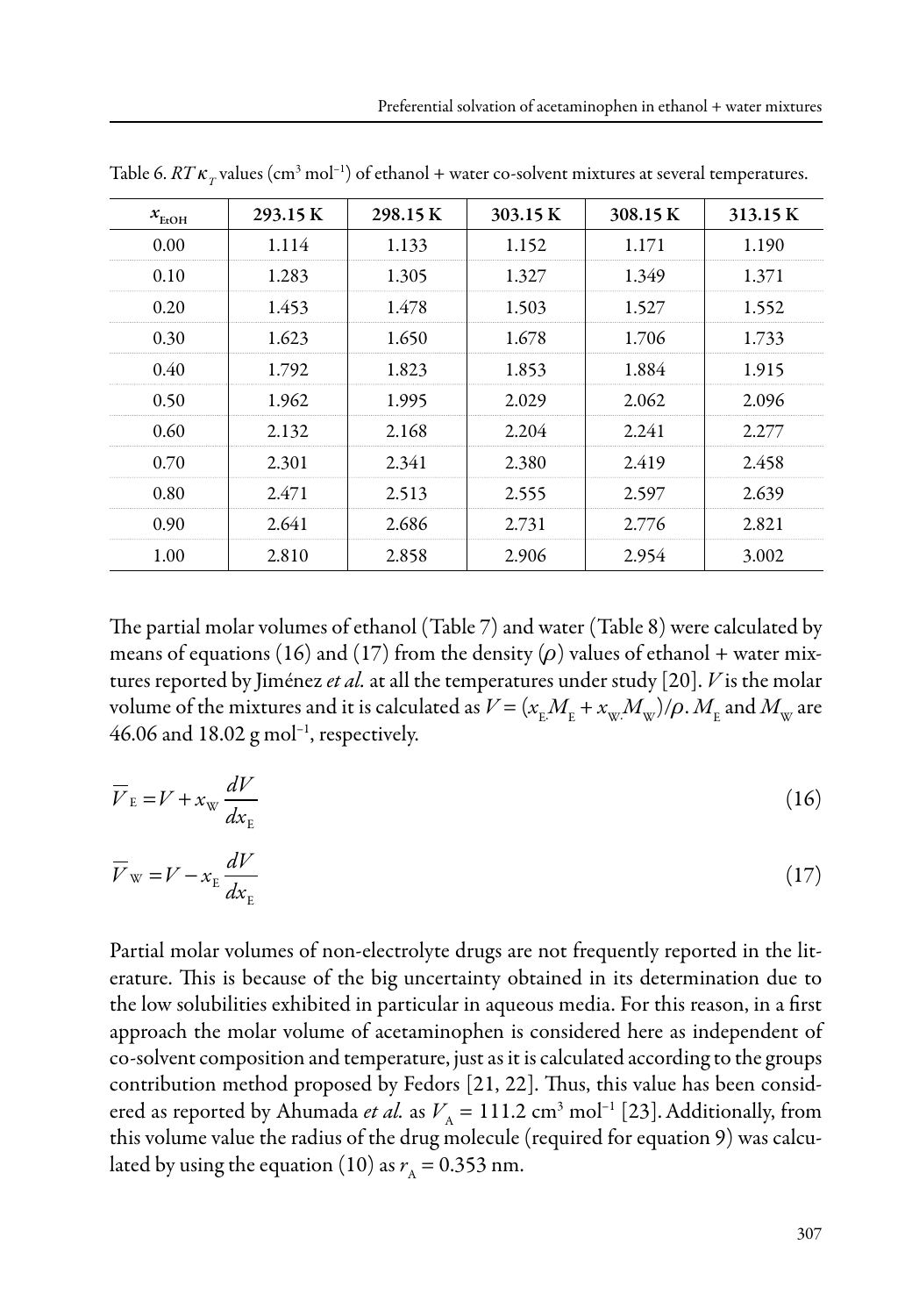Table 6. $RT\kappa_T$ values ($cm^3\ mol^{-1}$) of ethanol + water co-solvent mixtures at several temperatures.

| $x_{EtOH}$ | 293.15 K | 298.15 K | 303.15 K | 308.15 K | 313.15 K |
|---|---|---|---|---|---|
| 0.00 | 1.114 | 1.133 | 1.152 | 1.171 | 1.190 |
| 0.10 | 1.283 | 1.305 | 1.327 | 1.349 | 1.371 |
| 0.20 | 1.453 | 1.478 | 1.503 | 1.527 | 1.552 |
| 0.30 | 1.623 | 1.650 | 1.678 | 1.706 | 1.733 |
| 0.40 | 1.792 | 1.823 | 1.853 | 1.884 | 1.915 |
| 0.50 | 1.962 | 1.995 | 2.029 | 2.062 | 2.096 |
| 0.60 | 2.132 | 2.168 | 2.204 | 2.241 | 2.277 |
| 0.70 | 2.301 | 2.341 | 2.380 | 2.419 | 2.458 |
| 0.80 | 2.471 | 2.513 | 2.555 | 2.597 | 2.639 |
| 0.90 | 2.641 | 2.686 | 2.731 | 2.776 | 2.821 |
| 1.00 | 2.810 | 2.858 | 2.906 | 2.954 | 3.002 |

The partial molar volumes of ethanol (Table 7) and water (Table 8) were calculated by means of equations (16) and (17) from the density ($\rho$) values of ethanol + water mixtures reported by Jiménez *et al.* at all the temperatures under study [20]. $V$ is the molar volume of the mixtures and it is calculated as $V = (x_E M_E + x_W M_W)/\rho$. $M_E$ and $M_W$ are 46.06 and 18.02 g $mol^{-1}$, respectively.

$$\overline{V}_E = V + x_W \frac{dV}{dx_E} \tag{16}$$

$$\overline{V}_W = V - x_E \frac{dV}{dx_E} \tag{17}$$

Partial molar volumes of non-electrolyte drugs are not frequently reported in the literature. This is because of the big uncertainty obtained in its determination due to the low solubilities exhibited in particular in aqueous media. For this reason, in a first approach the molar volume of acetaminophen is considered here as independent of co-solvent composition and temperature, just as it is calculated according to the groups contribution method proposed by Fedors [21, 22]. Thus, this value has been considered as reported by Ahumada *et al.* as $V_A = 111.2\ cm^3\ mol^{-1}$ [23]. Additionally, from this volume value the radius of the drug molecule (required for equation 9) was calculated by using the equation (10) as $r_A = 0.353$ nm.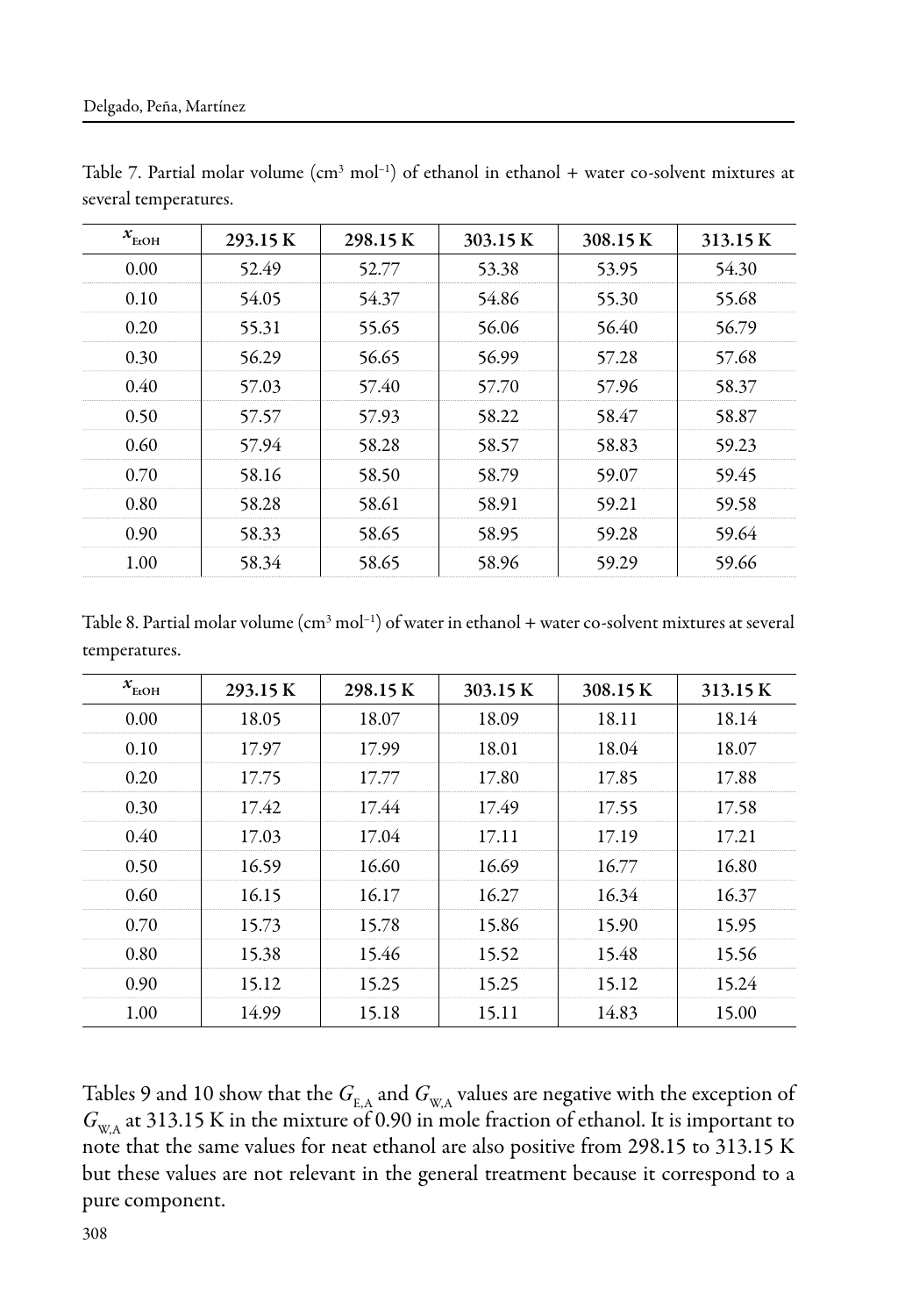Table 7. Partial molar volume (cm$^3$ mol$^{-1}$) of ethanol in ethanol + water co-solvent mixtures at several temperatures.

| $x_{EtOH}$ | 293.15 K | 298.15 K | 303.15 K | 308.15 K | 313.15 K |
|---|---|---|---|---|---|
| 0.00 | 52.49 | 52.77 | 53.38 | 53.95 | 54.30 |
| 0.10 | 54.05 | 54.37 | 54.86 | 55.30 | 55.68 |
| 0.20 | 55.31 | 55.65 | 56.06 | 56.40 | 56.79 |
| 0.30 | 56.29 | 56.65 | 56.99 | 57.28 | 57.68 |
| 0.40 | 57.03 | 57.40 | 57.70 | 57.96 | 58.37 |
| 0.50 | 57.57 | 57.93 | 58.22 | 58.47 | 58.87 |
| 0.60 | 57.94 | 58.28 | 58.57 | 58.83 | 59.23 |
| 0.70 | 58.16 | 58.50 | 58.79 | 59.07 | 59.45 |
| 0.80 | 58.28 | 58.61 | 58.91 | 59.21 | 59.58 |
| 0.90 | 58.33 | 58.65 | 58.95 | 59.28 | 59.64 |
| 1.00 | 58.34 | 58.65 | 58.96 | 59.29 | 59.66 |

Table 8. Partial molar volume (cm$^3$ mol$^{-1}$) of water in ethanol + water co-solvent mixtures at several temperatures.

| $x_{EtOH}$ | 293.15 K | 298.15 K | 303.15 K | 308.15 K | 313.15 K |
|---|---|---|---|---|---|
| 0.00 | 18.05 | 18.07 | 18.09 | 18.11 | 18.14 |
| 0.10 | 17.97 | 17.99 | 18.01 | 18.04 | 18.07 |
| 0.20 | 17.75 | 17.77 | 17.80 | 17.85 | 17.88 |
| 0.30 | 17.42 | 17.44 | 17.49 | 17.55 | 17.58 |
| 0.40 | 17.03 | 17.04 | 17.11 | 17.19 | 17.21 |
| 0.50 | 16.59 | 16.60 | 16.69 | 16.77 | 16.80 |
| 0.60 | 16.15 | 16.17 | 16.27 | 16.34 | 16.37 |
| 0.70 | 15.73 | 15.78 | 15.86 | 15.90 | 15.95 |
| 0.80 | 15.38 | 15.46 | 15.52 | 15.48 | 15.56 |
| 0.90 | 15.12 | 15.25 | 15.25 | 15.12 | 15.24 |
| 1.00 | 14.99 | 15.18 | 15.11 | 14.83 | 15.00 |

Tables 9 and 10 show that the $G_{E,A}$ and $G_{W,A}$ values are negative with the exception of $G_{W,A}$ at 313.15 K in the mixture of 0.90 in mole fraction of ethanol. It is important to note that the same values for neat ethanol are also positive from 298.15 to 313.15 K but these values are not relevant in the general treatment because it correspond to a pure component.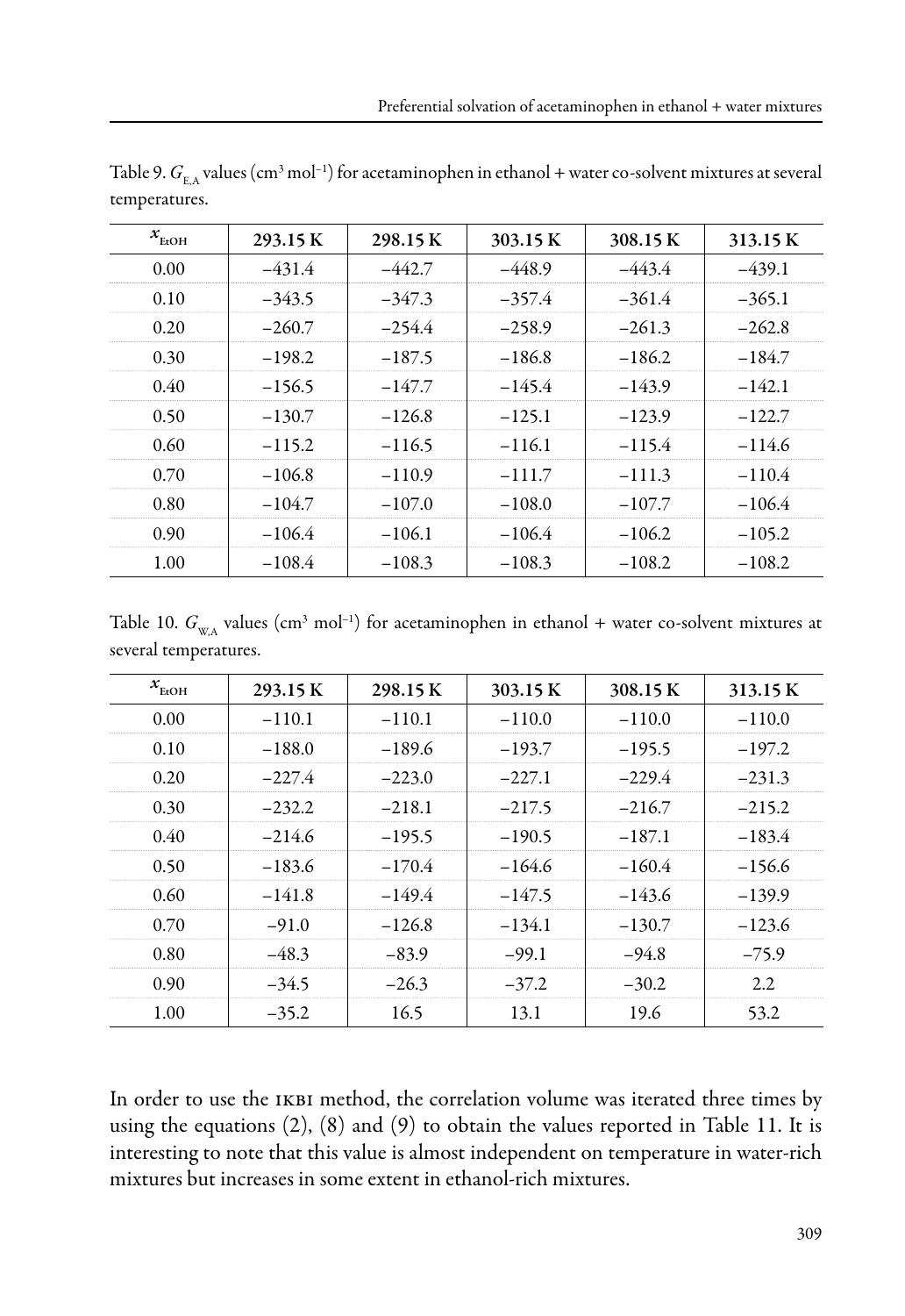Table 9. $G_{E,A}$ values (cm$^3$ mol$^{-1}$) for acetaminophen in ethanol + water co-solvent mixtures at several temperatures.

| $x_{EtOH}$ | 293.15 K | 298.15 K | 303.15 K | 308.15 K | 313.15 K |
|---|---|---|---|---|---|
| 0.00 | −431.4 | −442.7 | −448.9 | −443.4 | −439.1 |
| 0.10 | −343.5 | −347.3 | −357.4 | −361.4 | −365.1 |
| 0.20 | −260.7 | −254.4 | −258.9 | −261.3 | −262.8 |
| 0.30 | −198.2 | −187.5 | −186.8 | −186.2 | −184.7 |
| 0.40 | −156.5 | −147.7 | −145.4 | −143.9 | −142.1 |
| 0.50 | −130.7 | −126.8 | −125.1 | −123.9 | −122.7 |
| 0.60 | −115.2 | −116.5 | −116.1 | −115.4 | −114.6 |
| 0.70 | −106.8 | −110.9 | −111.7 | −111.3 | −110.4 |
| 0.80 | −104.7 | −107.0 | −108.0 | −107.7 | −106.4 |
| 0.90 | −106.4 | −106.1 | −106.4 | −106.2 | −105.2 |
| 1.00 | −108.4 | −108.3 | −108.3 | −108.2 | −108.2 |

Table 10. $G_{W,A}$ values (cm$^3$ mol$^{-1}$) for acetaminophen in ethanol + water co-solvent mixtures at several temperatures.

| $x_{EtOH}$ | 293.15 K | 298.15 K | 303.15 K | 308.15 K | 313.15 K |
|---|---|---|---|---|---|
| 0.00 | −110.1 | −110.1 | −110.0 | −110.0 | −110.0 |
| 0.10 | −188.0 | −189.6 | −193.7 | −195.5 | −197.2 |
| 0.20 | −227.4 | −223.0 | −227.1 | −229.4 | −231.3 |
| 0.30 | −232.2 | −218.1 | −217.5 | −216.7 | −215.2 |
| 0.40 | −214.6 | −195.5 | −190.5 | −187.1 | −183.4 |
| 0.50 | −183.6 | −170.4 | −164.6 | −160.4 | −156.6 |
| 0.60 | −141.8 | −149.4 | −147.5 | −143.6 | −139.9 |
| 0.70 | −91.0 | −126.8 | −134.1 | −130.7 | −123.6 |
| 0.80 | −48.3 | −83.9 | −99.1 | −94.8 | −75.9 |
| 0.90 | −34.5 | −26.3 | −37.2 | −30.2 | 2.2 |
| 1.00 | −35.2 | 16.5 | 13.1 | 19.6 | 53.2 |

In order to use the IKBI method, the correlation volume was iterated three times by using the equations (2), (8) and (9) to obtain the values reported in Table 11. It is interesting to note that this value is almost independent on temperature in water-rich mixtures but increases in some extent in ethanol-rich mixtures.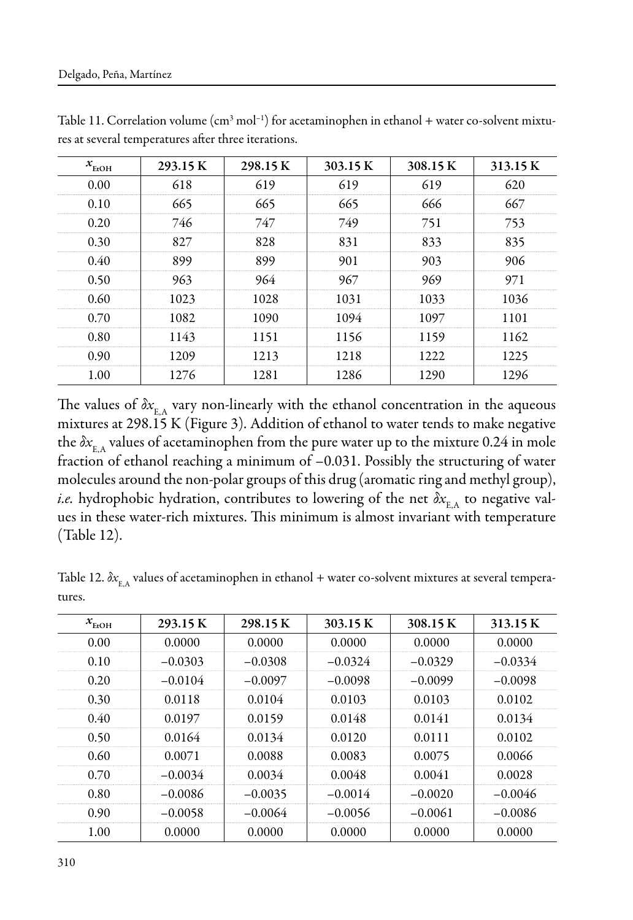Table 11. Correlation volume (cm$^3$ mol$^{-1}$) for acetaminophen in ethanol + water co-solvent mixtures at several temperatures after three iterations.

| $x_{EtOH}$ | 293.15 K | 298.15 K | 303.15 K | 308.15 K | 313.15 K |
|---|---|---|---|---|---|
| 0.00 | 618 | 619 | 619 | 619 | 620 |
| 0.10 | 665 | 665 | 665 | 666 | 667 |
| 0.20 | 746 | 747 | 749 | 751 | 753 |
| 0.30 | 827 | 828 | 831 | 833 | 835 |
| 0.40 | 899 | 899 | 901 | 903 | 906 |
| 0.50 | 963 | 964 | 967 | 969 | 971 |
| 0.60 | 1023 | 1028 | 1031 | 1033 | 1036 |
| 0.70 | 1082 | 1090 | 1094 | 1097 | 1101 |
| 0.80 | 1143 | 1151 | 1156 | 1159 | 1162 |
| 0.90 | 1209 | 1213 | 1218 | 1222 | 1225 |
| 1.00 | 1276 | 1281 | 1286 | 1290 | 1296 |

The values of $\delta x_{E,A}$ vary non-linearly with the ethanol concentration in the aqueous mixtures at 298.15 K (Figure 3). Addition of ethanol to water tends to make negative the $\delta x_{E,A}$ values of acetaminophen from the pure water up to the mixture 0.24 in mole fraction of ethanol reaching a minimum of –0.031. Possibly the structuring of water molecules around the non-polar groups of this drug (aromatic ring and methyl group), *i.e.* hydrophobic hydration, contributes to lowering of the net $\delta x_{E,A}$ to negative values in these water-rich mixtures. This minimum is almost invariant with temperature (Table 12).

Table 12. $\delta x_{E,A}$ values of acetaminophen in ethanol + water co-solvent mixtures at several temperatures.

| $x_{EtOH}$ | 293.15 K | 298.15 K | 303.15 K | 308.15 K | 313.15 K |
|---|---|---|---|---|---|
| 0.00 | 0.0000 | 0.0000 | 0.0000 | 0.0000 | 0.0000 |
| 0.10 | –0.0303 | –0.0308 | –0.0324 | –0.0329 | –0.0334 |
| 0.20 | –0.0104 | –0.0097 | –0.0098 | –0.0099 | –0.0098 |
| 0.30 | 0.0118 | 0.0104 | 0.0103 | 0.0103 | 0.0102 |
| 0.40 | 0.0197 | 0.0159 | 0.0148 | 0.0141 | 0.0134 |
| 0.50 | 0.0164 | 0.0134 | 0.0120 | 0.0111 | 0.0102 |
| 0.60 | 0.0071 | 0.0088 | 0.0083 | 0.0075 | 0.0066 |
| 0.70 | –0.0034 | 0.0034 | 0.0048 | 0.0041 | 0.0028 |
| 0.80 | –0.0086 | –0.0035 | –0.0014 | –0.0020 | –0.0046 |
| 0.90 | –0.0058 | –0.0064 | –0.0056 | –0.0061 | –0.0086 |
| 1.00 | 0.0000 | 0.0000 | 0.0000 | 0.0000 | 0.0000 |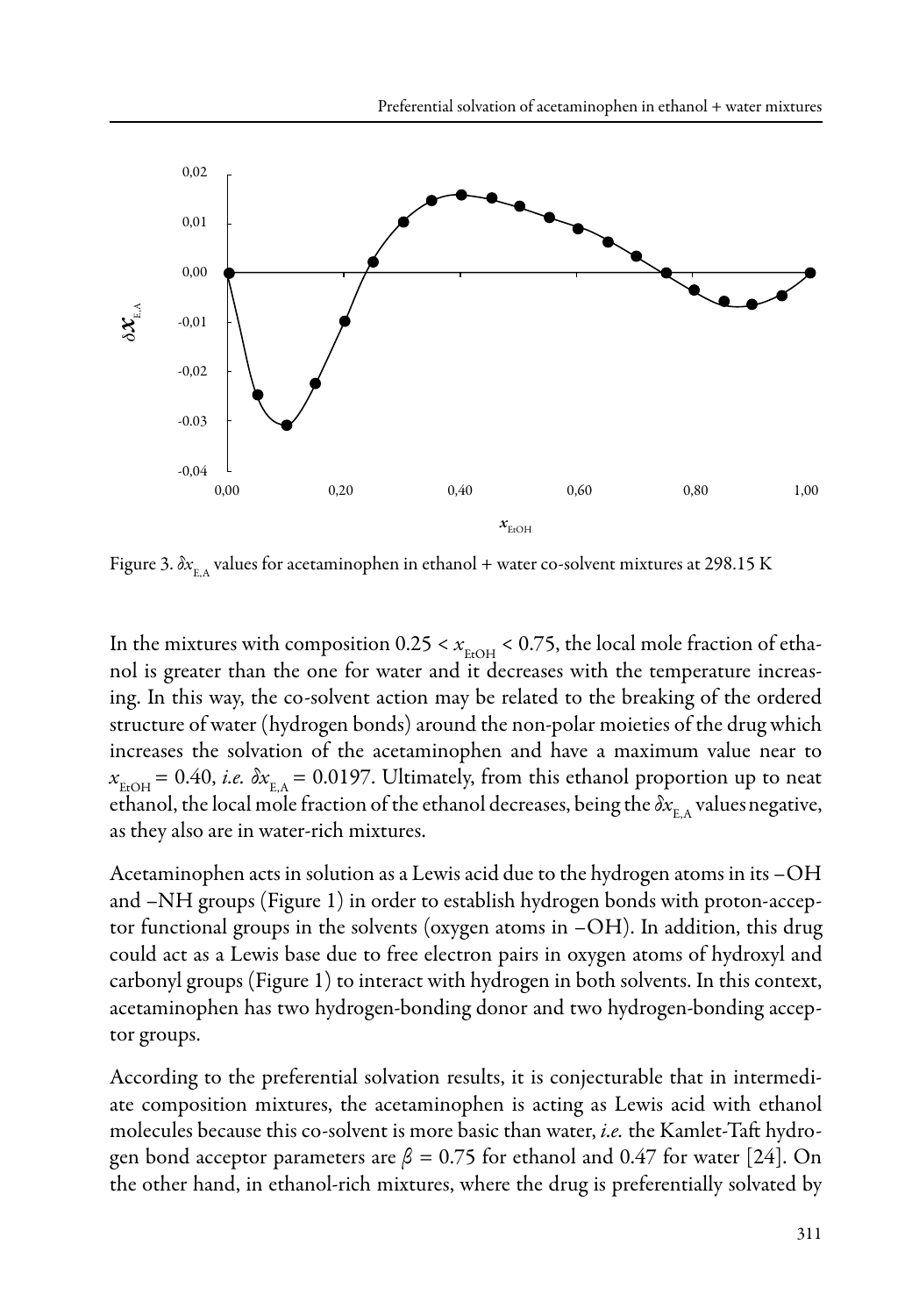Figure 3. $\delta x_{E,A}$ values for acetaminophen in ethanol + water co-solvent mixtures at 298.15 K

In the mixtures with composition $0.25 < x_{EtOH} < 0.75$, the local mole fraction of ethanol is greater than the one for water and it decreases with the temperature increasing. In this way, the co-solvent action may be related to the breaking of the ordered structure of water (hydrogen bonds) around the non-polar moieties of the drug which increases the solvation of the acetaminophen and have a maximum value near to $x_{EtOH} = 0.40$, *i.e.* $\delta x_{E,A} = 0.0197$. Ultimately, from this ethanol proportion up to neat ethanol, the local mole fraction of the ethanol decreases, being the $\delta x_{E,A}$ values negative, as they also are in water-rich mixtures.

Acetaminophen acts in solution as a Lewis acid due to the hydrogen atoms in its –OH and –NH groups (Figure 1) in order to establish hydrogen bonds with proton-acceptor functional groups in the solvents (oxygen atoms in –OH). In addition, this drug could act as a Lewis base due to free electron pairs in oxygen atoms of hydroxyl and carbonyl groups (Figure 1) to interact with hydrogen in both solvents. In this context, acetaminophen has two hydrogen-bonding donor and two hydrogen-bonding acceptor groups.

According to the preferential solvation results, it is conjecturable that in intermediate composition mixtures, the acetaminophen is acting as Lewis acid with ethanol molecules because this co-solvent is more basic than water, *i.e.* the Kamlet-Taft hydrogen bond acceptor parameters are $\beta = 0.75$ for ethanol and 0.47 for water [24]. On the other hand, in ethanol-rich mixtures, where the drug is preferentially solvated by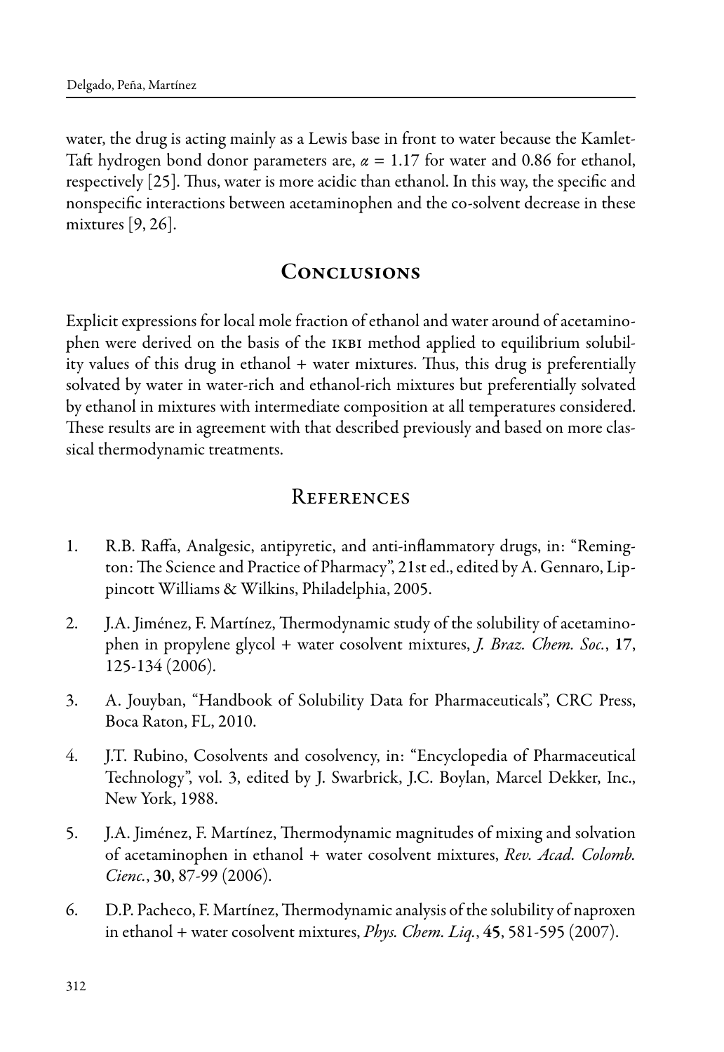water, the drug is acting mainly as a Lewis base in front to water because the Kamlet-Taft hydrogen bond donor parameters are, $\alpha = 1.17$ for water and 0.86 for ethanol, respectively [25]. Thus, water is more acidic than ethanol. In this way, the specific and nonspecific interactions between acetaminophen and the co-solvent decrease in these mixtures [9, 26].

## Conclusions

Explicit expressions for local mole fraction of ethanol and water around of acetaminophen were derived on the basis of the IKBI method applied to equilibrium solubility values of this drug in ethanol + water mixtures. Thus, this drug is preferentially solvated by water in water-rich and ethanol-rich mixtures but preferentially solvated by ethanol in mixtures with intermediate composition at all temperatures considered. These results are in agreement with that described previously and based on more classical thermodynamic treatments.

## References

1. R.B. Raffa, Analgesic, antipyretic, and anti-inflammatory drugs, in: "Remington: The Science and Practice of Pharmacy", 21st ed., edited by A. Gennaro, Lippincott Williams & Wilkins, Philadelphia, 2005.

2. J.A. Jiménez, F. Martínez, Thermodynamic study of the solubility of acetaminophen in propylene glycol + water cosolvent mixtures, *J. Braz. Chem. Soc.*, **17**, 125-134 (2006).

3. A. Jouyban, "Handbook of Solubility Data for Pharmaceuticals", CRC Press, Boca Raton, FL, 2010.

4. J.T. Rubino, Cosolvents and cosolvency, in: "Encyclopedia of Pharmaceutical Technology", vol. 3, edited by J. Swarbrick, J.C. Boylan, Marcel Dekker, Inc., New York, 1988.

5. J.A. Jiménez, F. Martínez, Thermodynamic magnitudes of mixing and solvation of acetaminophen in ethanol + water cosolvent mixtures, *Rev. Acad. Colomb. Cienc.*, **30**, 87-99 (2006).

6. D.P. Pacheco, F. Martínez, Thermodynamic analysis of the solubility of naproxen in ethanol + water cosolvent mixtures, *Phys. Chem. Liq.*, **45**, 581-595 (2007).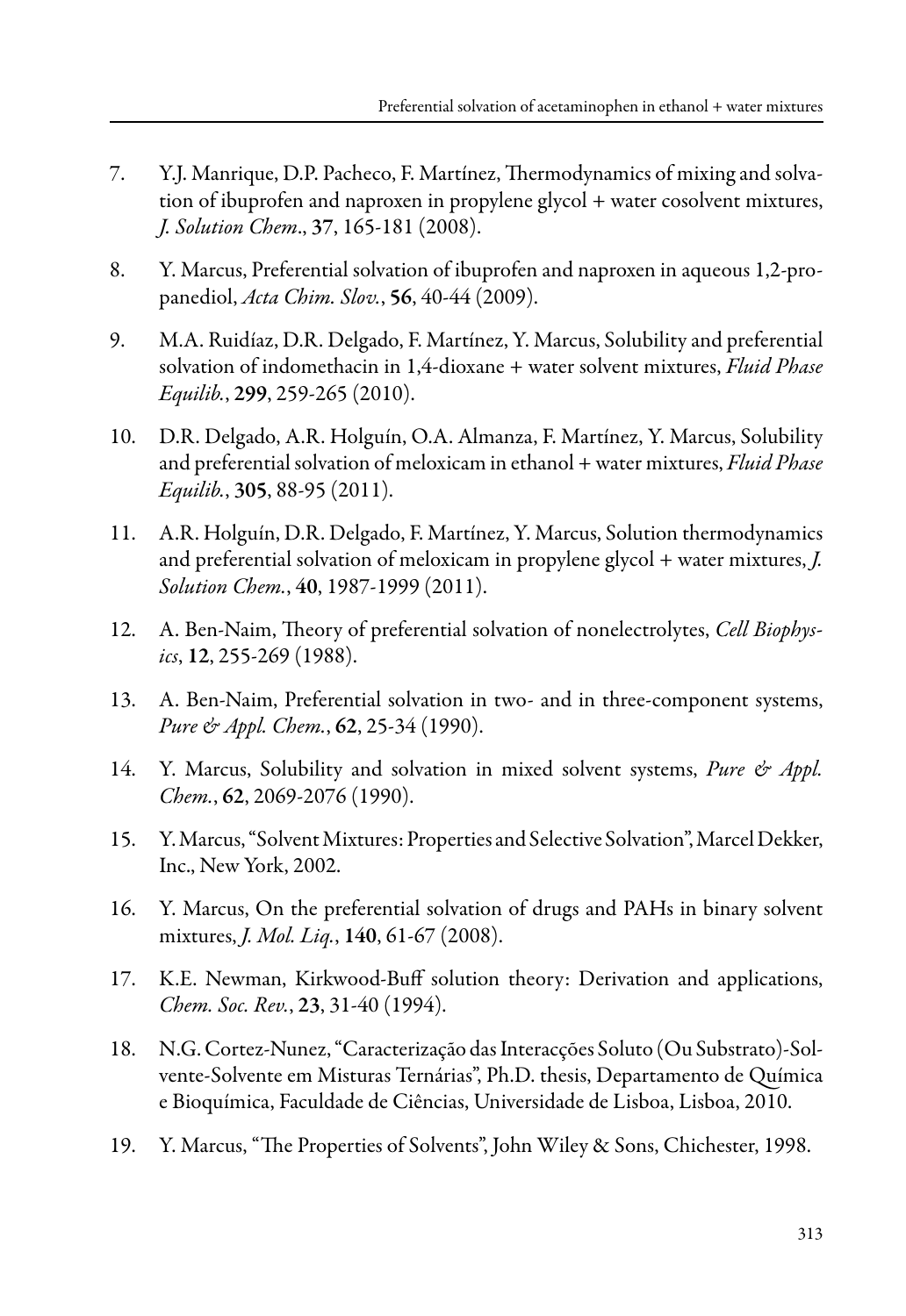7. Y.J. Manrique, D.P. Pacheco, F. Martínez, Thermodynamics of mixing and solvation of ibuprofen and naproxen in propylene glycol + water cosolvent mixtures, *J. Solution Chem*., **37**, 165-181 (2008).

8. Y. Marcus, Preferential solvation of ibuprofen and naproxen in aqueous 1,2-propanediol, *Acta Chim. Slov.*, **56**, 40-44 (2009).

9. M.A. Ruidíaz, D.R. Delgado, F. Martínez, Y. Marcus, Solubility and preferential solvation of indomethacin in 1,4-dioxane + water solvent mixtures, *Fluid Phase Equilib.*, **299**, 259-265 (2010).

10. D.R. Delgado, A.R. Holguín, O.A. Almanza, F. Martínez, Y. Marcus, Solubility and preferential solvation of meloxicam in ethanol + water mixtures, *Fluid Phase Equilib.*, **305**, 88-95 (2011).

11. A.R. Holguín, D.R. Delgado, F. Martínez, Y. Marcus, Solution thermodynamics and preferential solvation of meloxicam in propylene glycol + water mixtures, *J. Solution Chem.*, **40**, 1987-1999 (2011).

12. A. Ben-Naim, Theory of preferential solvation of nonelectrolytes, *Cell Biophysics*, **12**, 255-269 (1988).

13. A. Ben-Naim, Preferential solvation in two- and in three-component systems, *Pure & Appl. Chem.*, **62**, 25-34 (1990).

14. Y. Marcus, Solubility and solvation in mixed solvent systems, *Pure & Appl. Chem.*, **62**, 2069-2076 (1990).

15. Y. Marcus, "Solvent Mixtures: Properties and Selective Solvation", Marcel Dekker, Inc., New York, 2002.

16. Y. Marcus, On the preferential solvation of drugs and PAHs in binary solvent mixtures, *J. Mol. Liq.*, **140**, 61-67 (2008).

17. K.E. Newman, Kirkwood-Buff solution theory: Derivation and applications, *Chem. Soc. Rev.*, **23**, 31-40 (1994).

18. N.G. Cortez-Nunez, "Caracterização das Interacções Soluto (Ou Substrato)-Solvente-Solvente em Misturas Ternárias", Ph.D. thesis, Departamento de Química e Bioquímica, Faculdade de Ciências, Universidade de Lisboa, Lisboa, 2010.

19. Y. Marcus, "The Properties of Solvents", John Wiley & Sons, Chichester, 1998.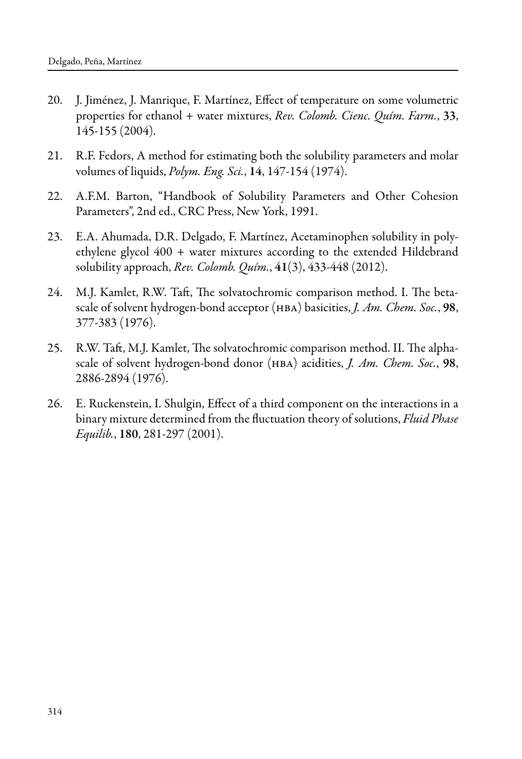20. J. Jiménez, J. Manrique, F. Martínez, Effect of temperature on some volumetric properties for ethanol + water mixtures, *Rev. Colomb. Cienc. Quím. Farm.*, **33**, 145-155 (2004).

21. R.F. Fedors, A method for estimating both the solubility parameters and molar volumes of liquids, *Polym. Eng. Sci.*, **14**, 147-154 (1974).

22. A.F.M. Barton, "Handbook of Solubility Parameters and Other Cohesion Parameters", 2nd ed., CRC Press, New York, 1991.

23. E.A. Ahumada, D.R. Delgado, F. Martínez, Acetaminophen solubility in polyethylene glycol 400 + water mixtures according to the extended Hildebrand solubility approach, *Rev. Colomb. Quím.*, **41**(3), 433-448 (2012).

24. M.J. Kamlet, R.W. Taft, The solvatochromic comparison method. I. The beta-scale of solvent hydrogen-bond acceptor (HBA) basicities, *J. Am. Chem. Soc.*, **98**, 377-383 (1976).

25. R.W. Taft, M.J. Kamlet, The solvatochromic comparison method. II. The alpha-scale of solvent hydrogen-bond donor (HBA) acidities, *J. Am. Chem. Soc.*, **98**, 2886-2894 (1976).

26. E. Ruckenstein, I. Shulgin, Effect of a third component on the interactions in a binary mixture determined from the fluctuation theory of solutions, *Fluid Phase Equilib.*, **180**, 281-297 (2001).